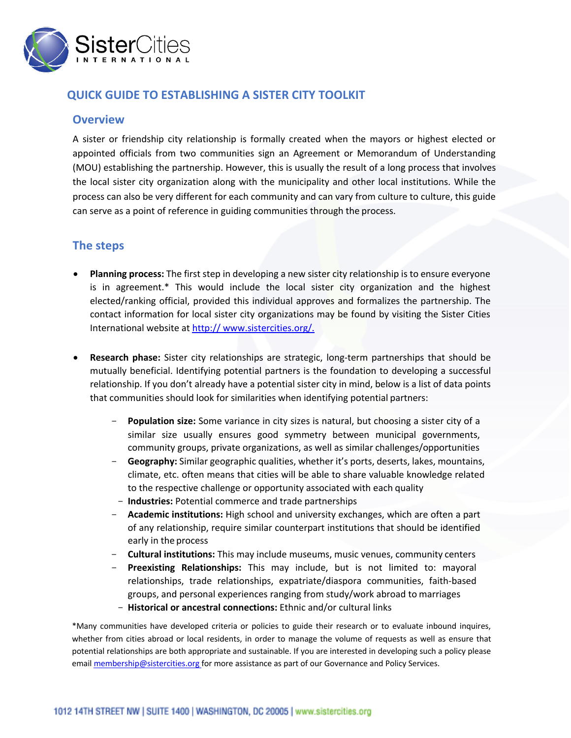# QUICK GUIDE TO ESTABLISHING A SISTER CITY TOOLKIT

## Overview

A sister or friendship city relationship is formally created when the mayors or highest elected or appointed officials from two communities sign an Agreement or Memorandum of Understanding (MOU) establishing the partnership. However, this is usually the result of a long process that involves the local sister city organization along with the municipality and other local institutions. While the process can also be very different for each community and can vary from culture to culture, this guide can serve as a point of reference in guiding communities through the process.

## The steps

- **Planning process:** The first step in developing a new sister city relationship is to ensure everyone is in agreement.* This would include the local sister city organization and the highest elected/ranking official, provided this individual approves and formalizes the partnership. The contact information for local sister city organizations may be found by visiting the Sister Cities International website at [http:// www.sistercities.org/.](http://www.sistercities.org/)

- **Research phase:** Sister city relationships are strategic, long-term partnerships that should be mutually beneficial. Identifying potential partners is the foundation to developing a successful relationship. If you don't already have a potential sister city in mind, below is a list of data points that communities should look for similarities when identifying potential partners:

  - **Population size:** Some variance in city sizes is natural, but choosing a sister city of a similar size usually ensures good symmetry between municipal governments, community groups, private organizations, as well as similar challenges/opportunities
  - **Geography:** Similar geographic qualities, whether it's ports, deserts, lakes, mountains, climate, etc. often means that cities will be able to share valuable knowledge related to the respective challenge or opportunity associated with each quality
  - **Industries:** Potential commerce and trade partnerships
  - **Academic institutions:** High school and university exchanges, which are often a part of any relationship, require similar counterpart institutions that should be identified early in the process
  - **Cultural institutions:** This may include museums, music venues, community centers
  - **Preexisting Relationships:** This may include, but is not limited to: mayoral relationships, trade relationships, expatriate/diaspora communities, faith-based groups, and personal experiences ranging from study/work abroad to marriages
  - **Historical or ancestral connections:** Ethnic and/or cultural links

*Many communities have developed criteria or policies to guide their research or to evaluate inbound inquires, whether from cities abroad or local residents, in order to manage the volume of requests as well as ensure that potential relationships are both appropriate and sustainable. If you are interested in developing such a policy please email [membership@sistercities.org](mailto:membership@sistercities.org) for more assistance as part of our Governance and Policy Services.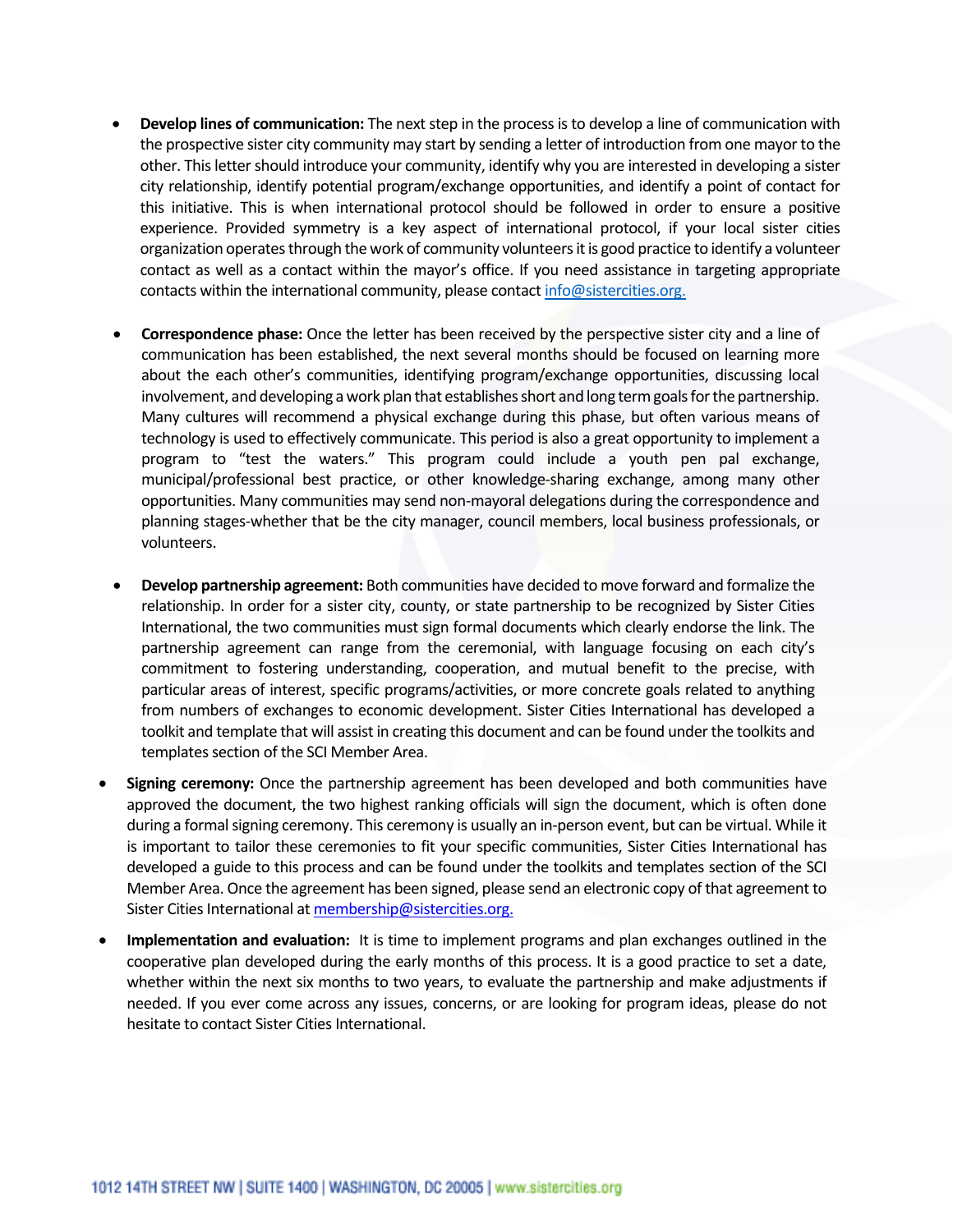- **Develop lines of communication:** The next step in the process is to develop a line of communication with the prospective sister city community may start by sending a letter of introduction from one mayor to the other. This letter should introduce your community, identify why you are interested in developing a sister city relationship, identify potential program/exchange opportunities, and identify a point of contact for this initiative. This is when international protocol should be followed in order to ensure a positive experience. Provided symmetry is a key aspect of international protocol, if your local sister cities organization operates through the work of community volunteers it is good practice to identify a volunteer contact as well as a contact within the mayor's office. If you need assistance in targeting appropriate contacts within the international community, please contact [info@sistercities.org.](mailto:info@sistercities.org)

- **Correspondence phase:** Once the letter has been received by the perspective sister city and a line of communication has been established, the next several months should be focused on learning more about the each other's communities, identifying program/exchange opportunities, discussing local involvement, and developing a work plan that establishes short and long term goals for the partnership. Many cultures will recommend a physical exchange during this phase, but often various means of technology is used to effectively communicate. This period is also a great opportunity to implement a program to "test the waters." This program could include a youth pen pal exchange, municipal/professional best practice, or other knowledge-sharing exchange, among many other opportunities. Many communities may send non-mayoral delegations during the correspondence and planning stages-whether that be the city manager, council members, local business professionals, or volunteers.

- **Develop partnership agreement:** Both communities have decided to move forward and formalize the relationship. In order for a sister city, county, or state partnership to be recognized by Sister Cities International, the two communities must sign formal documents which clearly endorse the link. The partnership agreement can range from the ceremonial, with language focusing on each city's commitment to fostering understanding, cooperation, and mutual benefit to the precise, with particular areas of interest, specific programs/activities, or more concrete goals related to anything from numbers of exchanges to economic development. Sister Cities International has developed a toolkit and template that will assist in creating this document and can be found under the toolkits and templates section of the SCI Member Area.

- **Signing ceremony:** Once the partnership agreement has been developed and both communities have approved the document, the two highest ranking officials will sign the document, which is often done during a formal signing ceremony. This ceremony is usually an in-person event, but can be virtual. While it is important to tailor these ceremonies to fit your specific communities, Sister Cities International has developed a guide to this process and can be found under the toolkits and templates section of the SCI Member Area. Once the agreement has been signed, please send an electronic copy of that agreement to Sister Cities International at [membership@sistercities.org.](mailto:membership@sistercities.org)

- **Implementation and evaluation:** It is time to implement programs and plan exchanges outlined in the cooperative plan developed during the early months of this process. It is a good practice to set a date, whether within the next six months to two years, to evaluate the partnership and make adjustments if needed. If you ever come across any issues, concerns, or are looking for program ideas, please do not hesitate to contact Sister Cities International.